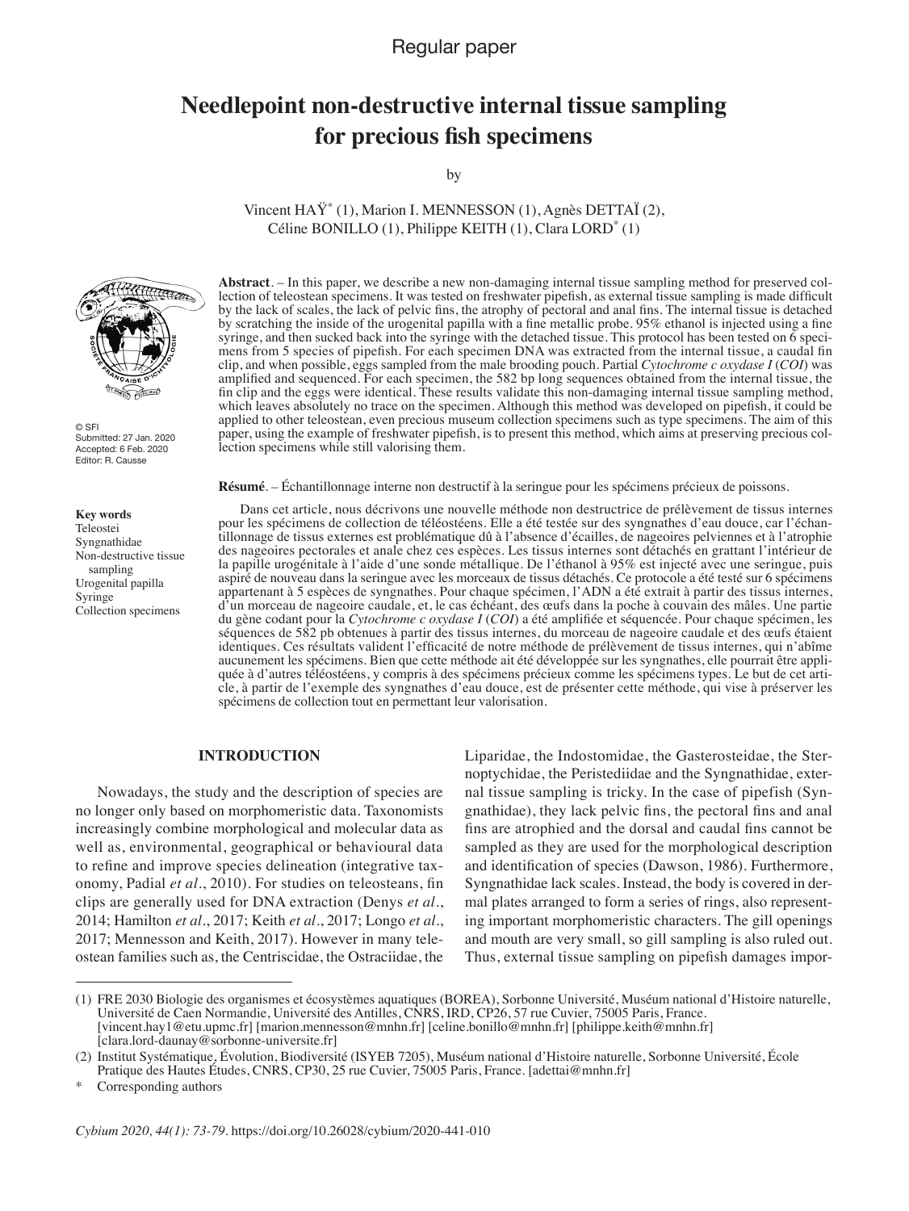Regular paper

# Needlepoint non-destructive internal tissue sampling for precious fish specimens

by

Vincent HAŸ* (1), Marion I. MENNESSON (1), Agnès DETTAÏ (2), Céline BONILLO (1), Philippe KEITH (1), Clara LORD* (1)

© SFI
Submitted: 27 Jan. 2020
Accepted: 6 Feb. 2020
Editor: R. Causse

**Key words**
Teleostei
Syngnathidae
Non-destructive tissue sampling
Urogenital papilla
Syringe
Collection specimens

**Abstract**. – In this paper, we describe a new non-damaging internal tissue sampling method for preserved collection of teleostean specimens. It was tested on freshwater pipefish, as external tissue sampling is made difficult by the lack of scales, the lack of pelvic fins, the atrophy of pectoral and anal fins. The internal tissue is detached by scratching the inside of the urogenital papilla with a fine metallic probe. 95% ethanol is injected using a fine syringe, and then sucked back into the syringe with the detached tissue. This protocol has been tested on 6 specimens from 5 species of pipefish. For each specimen DNA was extracted from the internal tissue, a caudal fin clip, and when possible, eggs sampled from the male brooding pouch. Partial *Cytochrome c oxydase I* (*COI*) was amplified and sequenced. For each specimen, the 582 bp long sequences obtained from the internal tissue, the fin clip and the eggs were identical. These results validate this non-damaging internal tissue sampling method, which leaves absolutely no trace on the specimen. Although this method was developed on pipefish, it could be applied to other teleostean, even precious museum collection specimens such as type specimens. The aim of this paper, using the example of freshwater pipefish, is to present this method, which aims at preserving precious collection specimens while still valorising them.

**Résumé**. – Échantillonnage interne non destructif à la seringue pour les spécimens précieux de poissons.

Dans cet article, nous décrivons une nouvelle méthode non destructrice de prélèvement de tissus internes pour les spécimens de collection de téléostéens. Elle a été testée sur des syngnathes d'eau douce, car l'échantillonnage de tissus externes est problématique dû à l'absence d'écailles, de nageoires pelviennes et à l'atrophie des nageoires pectorales et anale chez ces espèces. Les tissus internes sont détachés en grattant l'intérieur de la papille urogénitale à l'aide d'une sonde métallique. De l'éthanol à 95% est injecté avec une seringue, puis aspiré de nouveau dans la seringue avec les morceaux de tissus détachés. Ce protocole a été testé sur 6 spécimens appartenant à 5 espèces de syngnathes. Pour chaque spécimen, l'ADN a été extrait à partir des tissus internes, d'un morceau de nageoire caudale, et, le cas échéant, des œufs dans la poche à couvain des mâles. Une partie du gène codant pour la *Cytochrome c oxydase I* (*COI*) a été amplifiée et séquencée. Pour chaque spécimen, les séquences de 582 pb obtenues à partir des tissus internes, du morceau de nageoire caudale et des œufs étaient identiques. Ces résultats valident l'efficacité de notre méthode de prélèvement de tissus internes, qui n'abîme aucunement les spécimens. Bien que cette méthode ait été développée sur les syngnathes, elle pourrait être appliquée à d'autres téléostéens, y compris à des spécimens précieux comme les spécimens types. Le but de cet article, à partir de l'exemple des syngnathes d'eau douce, est de présenter cette méthode, qui vise à préserver les spécimens de collection tout en permettant leur valorisation.

## INTRODUCTION

Nowadays, the study and the description of species are no longer only based on morphomeristic data. Taxonomists increasingly combine morphological and molecular data as well as, environmental, geographical or behavioural data to refine and improve species delineation (integrative taxonomy, Padial *et al*., 2010). For studies on teleosteans, fin clips are generally used for DNA extraction (Denys *et al*., 2014; Hamilton *et al*., 2017; Keith *et al*., 2017; Longo *et al*., 2017; Mennesson and Keith, 2017). However in many teleostean families such as, the Centriscidae, the Ostraciidae, the Liparidae, the Indostomidae, the Gasterosteidae, the Sternoptychidae, the Peristediidae and the Syngnathidae, external tissue sampling is tricky. In the case of pipefish (Syngnathidae), they lack pelvic fins, the pectoral fins and anal fins are atrophied and the dorsal and caudal fins cannot be sampled as they are used for the morphological description and identification of species (Dawson, 1986). Furthermore, Syngnathidae lack scales. Instead, the body is covered in dermal plates arranged to form a series of rings, also representing important morphomeristic characters. The gill openings and mouth are very small, so gill sampling is also ruled out. Thus, external tissue sampling on pipefish damages impor-

(1) FRE 2030 Biologie des organismes et écosystèmes aquatiques (BOREA), Sorbonne Université, Muséum national d'Histoire naturelle, Université de Caen Normandie, Université des Antilles, CNRS, IRD, CP26, 57 rue Cuvier, 75005 Paris, France. [vincent.hay1@etu.upmc.fr] [marion.mennesson@mnhn.fr] [celine.bonillo@mnhn.fr] [philippe.keith@mnhn.fr] [clara.lord-daunay@sorbonne-universite.fr]

(2) Institut Systématique, Évolution, Biodiversité (ISYEB 7205), Muséum national d'Histoire naturelle, Sorbonne Université, École Pratique des Hautes Études, CNRS, CP30, 25 rue Cuvier, 75005 Paris, France. [adettai@mnhn.fr]

\* Corresponding authors

*Cybium 2020, 44(1): 73-79*. https://doi.org/10.26028/cybium/2020-441-010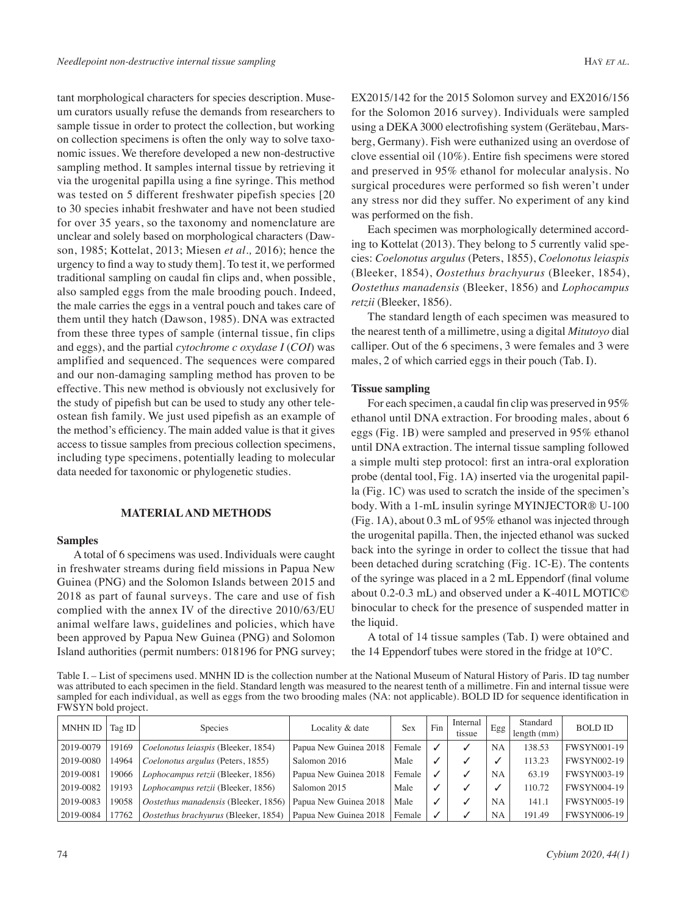tant morphological characters for species description. Museum curators usually refuse the demands from researchers to sample tissue in order to protect the collection, but working on collection specimens is often the only way to solve taxonomic issues. We therefore developed a new non-destructive sampling method. It samples internal tissue by retrieving it via the urogenital papilla using a fine syringe. This method was tested on 5 different freshwater pipefish species [20 to 30 species inhabit freshwater and have not been studied for over 35 years, so the taxonomy and nomenclature are unclear and solely based on morphological characters (Dawson, 1985; Kottelat, 2013; Miesen *et al.,* 2016); hence the urgency to find a way to study them]. To test it, we performed traditional sampling on caudal fin clips and, when possible, also sampled eggs from the male brooding pouch. Indeed, the male carries the eggs in a ventral pouch and takes care of them until they hatch (Dawson, 1985). DNA was extracted from these three types of sample (internal tissue, fin clips and eggs), and the partial *cytochrome c oxydase I* (*COI*) was amplified and sequenced. The sequences were compared and our non-damaging sampling method has proven to be effective. This new method is obviously not exclusively for the study of pipefish but can be used to study any other teleostean fish family. We just used pipefish as an example of the method's efficiency. The main added value is that it gives access to tissue samples from precious collection specimens, including type specimens, potentially leading to molecular data needed for taxonomic or phylogenetic studies.

## MATERIAL AND METHODS

### Samples

A total of 6 specimens was used. Individuals were caught in freshwater streams during field missions in Papua New Guinea (PNG) and the Solomon Islands between 2015 and 2018 as part of faunal surveys. The care and use of fish complied with the annex IV of the directive 2010/63/EU animal welfare laws, guidelines and policies, which have been approved by Papua New Guinea (PNG) and Solomon Island authorities (permit numbers: 018196 for PNG survey; EX2015/142 for the 2015 Solomon survey and EX2016/156 for the Solomon 2016 survey). Individuals were sampled using a DEKA 3000 electrofishing system (Gerätebau, Marsberg, Germany). Fish were euthanized using an overdose of clove essential oil (10%). Entire fish specimens were stored and preserved in 95% ethanol for molecular analysis. No surgical procedures were performed so fish weren't under any stress nor did they suffer. No experiment of any kind was performed on the fish.

Each specimen was morphologically determined according to Kottelat (2013). They belong to 5 currently valid species: *Coelonotus argulus* (Peters, 1855), *Coelonotus leiaspis* (Bleeker, 1854), *Oostethus brachyurus* (Bleeker, 1854), *Oostethus manadensis* (Bleeker, 1856) and *Lophocampus retzii* (Bleeker, 1856).

The standard length of each specimen was measured to the nearest tenth of a millimetre, using a digital *Mitutoyo* dial calliper. Out of the 6 specimens, 3 were females and 3 were males, 2 of which carried eggs in their pouch (Tab. I).

### Tissue sampling

For each specimen, a caudal fin clip was preserved in 95% ethanol until DNA extraction. For brooding males, about 6 eggs (Fig. 1B) were sampled and preserved in 95% ethanol until DNA extraction. The internal tissue sampling followed a simple multi step protocol: first an intra-oral exploration probe (dental tool, Fig. 1A) inserted via the urogenital papilla (Fig. 1C) was used to scratch the inside of the specimen's body. With a 1-mL insulin syringe MYINJECTOR® U-100 (Fig. 1A), about 0.3 mL of 95% ethanol was injected through the urogenital papilla. Then, the injected ethanol was sucked back into the syringe in order to collect the tissue that had been detached during scratching (Fig. 1C-E). The contents of the syringe was placed in a 2 mL Eppendorf (final volume about 0.2-0.3 mL) and observed under a K-401L MOTIC© binocular to check for the presence of suspended matter in the liquid.

A total of 14 tissue samples (Tab. I) were obtained and the 14 Eppendorf tubes were stored in the fridge at 10°C.

Table I. – List of specimens used. MNHN ID is the collection number at the National Museum of Natural History of Paris. ID tag number was attributed to each specimen in the field. Standard length was measured to the nearest tenth of a millimetre. Fin and internal tissue were sampled for each individual, as well as eggs from the two brooding males (NA: not applicable). BOLD ID for sequence identification in FWSYN bold project.

| MNHN ID | Tag ID | Species | Locality & date | Sex | Fin | Internal tissue | Egg | Standard length (mm) | BOLD ID |
|---|---|---|---|---|---|---|---|---|---|
| 2019-0079 | 19169 | *Coelonotus leiaspis* (Bleeker, 1854) | Papua New Guinea 2018 | Female | ✓ | ✓ | NA | 138.53 | FWSYN001-19 |
| 2019-0080 | 14964 | *Coelonotus argulus* (Peters, 1855) | Salomon 2016 | Male | ✓ | ✓ | ✓ | 113.23 | FWSYN002-19 |
| 2019-0081 | 19066 | *Lophocampus retzii* (Bleeker, 1856) | Papua New Guinea 2018 | Female | ✓ | ✓ | NA | 63.19 | FWSYN003-19 |
| 2019-0082 | 19193 | *Lophocampus retzii* (Bleeker, 1856) | Salomon 2015 | Male | ✓ | ✓ | ✓ | 110.72 | FWSYN004-19 |
| 2019-0083 | 19058 | *Oostethus manadensis* (Bleeker, 1856) | Papua New Guinea 2018 | Male | ✓ | ✓ | NA | 141.1 | FWSYN005-19 |
| 2019-0084 | 17762 | *Oostethus brachyurus* (Bleeker, 1854) | Papua New Guinea 2018 | Female | ✓ | ✓ | NA | 191.49 | FWSYN006-19 |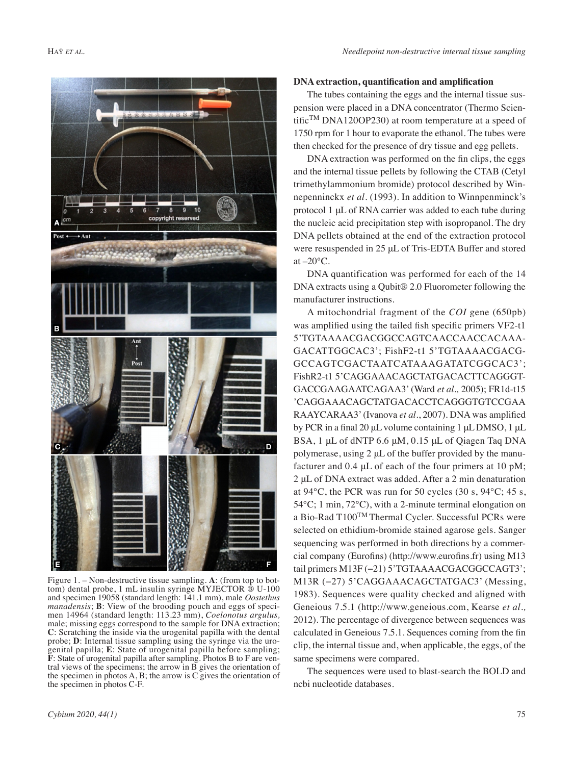Figure 1. – Non-destructive tissue sampling. **A**: (from top to bottom) dental probe, 1 mL insulin syringe MYJECTOR ® U-100 and specimen 19058 (standard length: 141.1 mm), male *Oostethus manadensis*; **B**: View of the brooding pouch and eggs of specimen 14964 (standard length: 113.23 mm), *Coelonotus argulus,* male; missing eggs correspond to the sample for DNA extraction; **C**: Scratching the inside via the urogenital papilla with the dental probe; **D**: Internal tissue sampling using the syringe via the urogenital papilla; **E**: State of urogenital papilla before sampling; **F**: State of urogenital papilla after sampling. Photos B to F are ventral views of the specimens; the arrow in B gives the orientation of the specimen in photos A, B; the arrow is C gives the orientation of the specimen in photos C-F.

**DNA extraction, quantification and amplification**

The tubes containing the eggs and the internal tissue suspension were placed in a DNA concentrator (Thermo Scientific™ DNA120OP230) at room temperature at a speed of 1750 rpm for 1 hour to evaporate the ethanol. The tubes were then checked for the presence of dry tissue and egg pellets.

DNA extraction was performed on the fin clips, the eggs and the internal tissue pellets by following the CTAB (Cetyl trimethylammonium bromide) protocol described by Winnepenninckx *et al.* (1993). In addition to Winnpenminck's protocol 1 µL of RNA carrier was added to each tube during the nucleic acid precipitation step with isopropanol. The dry DNA pellets obtained at the end of the extraction protocol were resuspended in 25 µL of Tris-EDTA Buffer and stored at –20°C.

DNA quantification was performed for each of the 14 DNA extracts using a Qubit® 2.0 Fluorometer following the manufacturer instructions.

A mitochondrial fragment of the *COI* gene (650pb) was amplified using the tailed fish specific primers VF2-t1 5'TGTAAAACGACGGCCAGTCAACCAACCACAAAGACATTGGCAC3'; FishF2-t1 5'TGTAAAACGACGGCCAGTCGACTAATCATAAAGATATCGGCAC3'; FishR2-t1 5'CAGGAAACAGCTATGACACTTCAGGGTGACCGAAGAATCAGAA3' (Ward *et al.,* 2005); FR1d-t15 'CAGGAAACAGCTATGACACCTCAGGGTGTCCGAARAAYCARAA3' (Ivanova *et al*., 2007). DNA was amplified by PCR in a final 20 µL volume containing 1 µL DMSO, 1 µL BSA, 1 µL of dNTP 6.6 µM, 0.15 µL of Qiagen Taq DNA polymerase, using 2 µL of the buffer provided by the manufacturer and 0.4 µL of each of the four primers at 10 pM; 2 µL of DNA extract was added. After a 2 min denaturation at 94°C, the PCR was run for 50 cycles (30 s, 94°C; 45 s, 54°C; 1 min, 72°C), with a 2-minute terminal elongation on a Bio-Rad T100™ Thermal Cycler. Successful PCRs were selected on ethidium-bromide stained agarose gels. Sanger sequencing was performed in both directions by a commercial company (Eurofins) (http://www.eurofins.fr) using M13 tail primers M13F (−21) 5'TGTAAAACGACGGCCAGT3'; M13R (−27) 5'CAGGAAACAGCTATGAC3' (Messing, 1983). Sequences were quality checked and aligned with Geneious 7.5.1 (http://www.geneious.com, Kearse *et al.,* 2012). The percentage of divergence between sequences was calculated in Geneious 7.5.1. Sequences coming from the fin clip, the internal tissue and, when applicable, the eggs, of the same specimens were compared.

The sequences were used to blast-search the BOLD and ncbi nucleotide databases.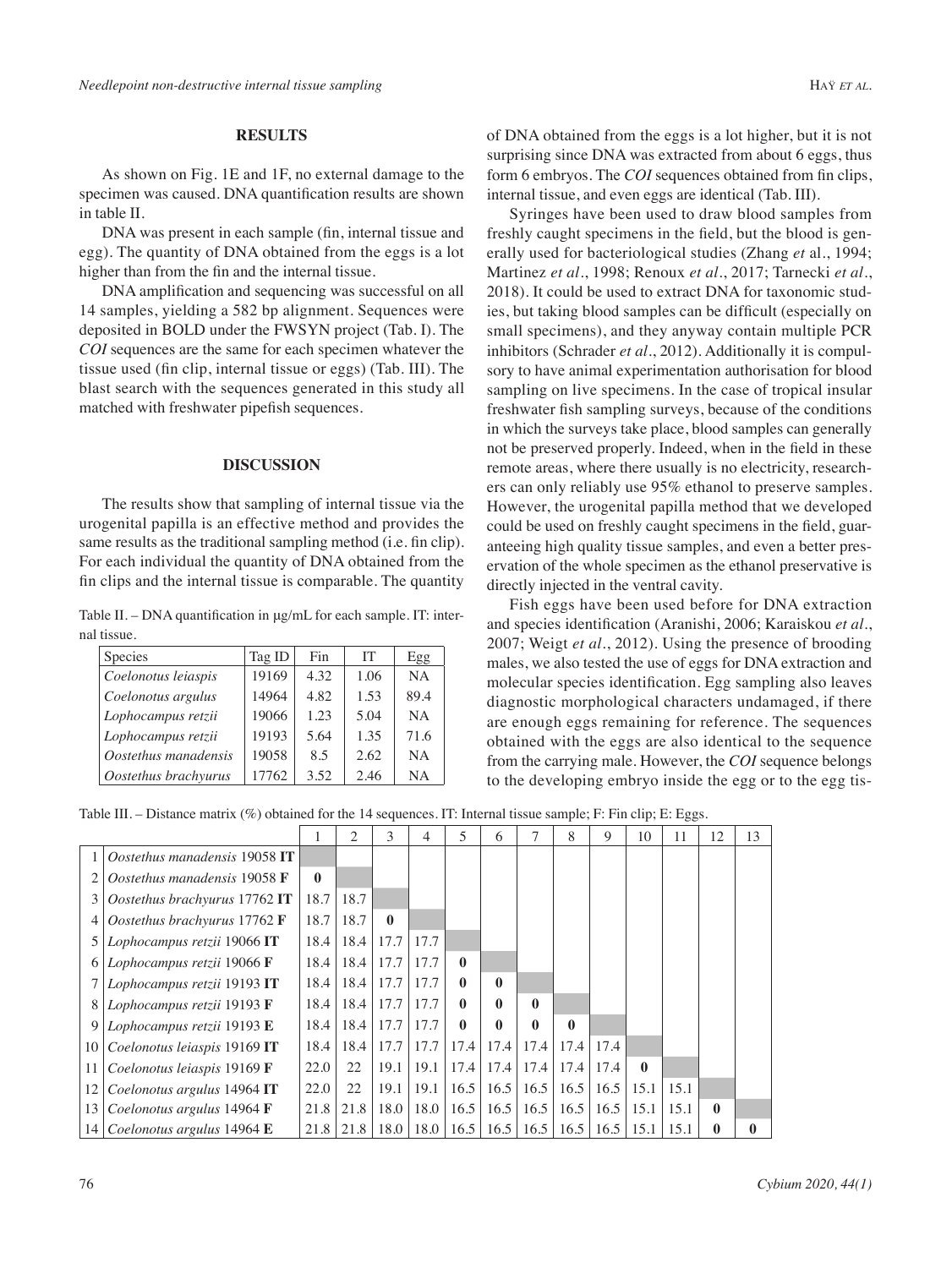## RESULTS

As shown on Fig. 1E and 1F, no external damage to the specimen was caused. DNA quantification results are shown in table II.

DNA was present in each sample (fin, internal tissue and egg). The quantity of DNA obtained from the eggs is a lot higher than from the fin and the internal tissue.

DNA amplification and sequencing was successful on all 14 samples, yielding a 582 bp alignment. Sequences were deposited in BOLD under the FWSYN project (Tab. I). The *COI* sequences are the same for each specimen whatever the tissue used (fin clip, internal tissue or eggs) (Tab. III). The blast search with the sequences generated in this study all matched with freshwater pipefish sequences.

## DISCUSSION

The results show that sampling of internal tissue via the urogenital papilla is an effective method and provides the same results as the traditional sampling method (i.e. fin clip). For each individual the quantity of DNA obtained from the fin clips and the internal tissue is comparable. The quantity of DNA obtained from the eggs is a lot higher, but it is not surprising since DNA was extracted from about 6 eggs, thus form 6 embryos. The *COI* sequences obtained from fin clips, internal tissue, and even eggs are identical (Tab. III).

Table II. – DNA quantification in µg/mL for each sample. IT: internal tissue.

| Species | Tag ID | Fin | IT | Egg |
|---|---|---|---|---|
| *Coelonotus leiaspis* | 19169 | 4.32 | 1.06 | NA |
| *Coelonotus argulus* | 14964 | 4.82 | 1.53 | 89.4 |
| *Lophocampus retzii* | 19066 | 1.23 | 5.04 | NA |
| *Lophocampus retzii* | 19193 | 5.64 | 1.35 | 71.6 |
| *Oostethus manadensis* | 19058 | 8.5 | 2.62 | NA |
| *Oostethus brachyurus* | 17762 | 3.52 | 2.46 | NA |

Syringes have been used to draw blood samples from freshly caught specimens in the field, but the blood is generally used for bacteriological studies (Zhang *et* al., 1994; Martinez *et al*., 1998; Renoux *et al*., 2017; Tarnecki *et al*., 2018). It could be used to extract DNA for taxonomic studies, but taking blood samples can be difficult (especially on small specimens), and they anyway contain multiple PCR inhibitors (Schrader *et al*., 2012). Additionally it is compulsory to have animal experimentation authorisation for blood sampling on live specimens. In the case of tropical insular freshwater fish sampling surveys, because of the conditions in which the surveys take place, blood samples can generally not be preserved properly. Indeed, when in the field in these remote areas, where there usually is no electricity, researchers can only reliably use 95% ethanol to preserve samples. However, the urogenital papilla method that we developed could be used on freshly caught specimens in the field, guaranteeing high quality tissue samples, and even a better preservation of the whole specimen as the ethanol preservative is directly injected in the ventral cavity.

Fish eggs have been used before for DNA extraction and species identification (Aranishi, 2006; Karaiskou *et al*., 2007; Weigt *et al*., 2012). Using the presence of brooding males, we also tested the use of eggs for DNA extraction and molecular species identification. Egg sampling also leaves diagnostic morphological characters undamaged, if there are enough eggs remaining for reference. The sequences obtained with the eggs are also identical to the sequence from the carrying male. However, the *COI* sequence belongs to the developing embryo inside the egg or to the egg tis-

Table III. – Distance matrix (%) obtained for the 14 sequences. IT: Internal tissue sample; F: Fin clip; E: Eggs.

| | | 1 | 2 | 3 | 4 | 5 | 6 | 7 | 8 | 9 | 10 | 11 | 12 | 13 |
|---|---|---|---|---|---|---|---|---|---|---|---|---|---|---|
| 1 | *Oostethus manadensis* 19058 **IT** | | | | | | | | | | | | | |
| 2 | *Oostethus manadensis* 19058 **F** | **0** | | | | | | | | | | | | |
| 3 | *Oostethus brachyurus* 17762 **IT** | 18.7 | 18.7 | | | | | | | | | | | |
| 4 | *Oostethus brachyurus* 17762 **F** | 18.7 | 18.7 | **0** | | | | | | | | | | |
| 5 | *Lophocampus retzii* 19066 **IT** | 18.4 | 18.4 | 17.7 | 17.7 | | | | | | | | | |
| 6 | *Lophocampus retzii* 19066 **F** | 18.4 | 18.4 | 17.7 | 17.7 | **0** | | | | | | | | |
| 7 | *Lophocampus retzii* 19193 **IT** | 18.4 | 18.4 | 17.7 | 17.7 | **0** | **0** | | | | | | | |
| 8 | *Lophocampus retzii* 19193 **F** | 18.4 | 18.4 | 17.7 | 17.7 | **0** | **0** | **0** | | | | | | |
| 9 | *Lophocampus retzii* 19193 **E** | 18.4 | 18.4 | 17.7 | 17.7 | **0** | **0** | **0** | **0** | | | | | |
| 10 | *Coelonotus leiaspis* 19169 **IT** | 18.4 | 18.4 | 17.7 | 17.7 | 17.4 | 17.4 | 17.4 | 17.4 | 17.4 | | | | |
| 11 | *Coelonotus leiaspis* 19169 **F** | 22.0 | 22 | 19.1 | 19.1 | 17.4 | 17.4 | 17.4 | 17.4 | 17.4 | **0** | | | |
| 12 | *Coelonotus argulus* 14964 **IT** | 22.0 | 22 | 19.1 | 19.1 | 16.5 | 16.5 | 16.5 | 16.5 | 16.5 | 15.1 | 15.1 | | |
| 13 | *Coelonotus argulus* 14964 **F** | 21.8 | 21.8 | 18.0 | 18.0 | 16.5 | 16.5 | 16.5 | 16.5 | 16.5 | 15.1 | 15.1 | **0** | |
| 14 | *Coelonotus argulus* 14964 **E** | 21.8 | 21.8 | 18.0 | 18.0 | 16.5 | 16.5 | 16.5 | 16.5 | 16.5 | 15.1 | 15.1 | **0** | **0** |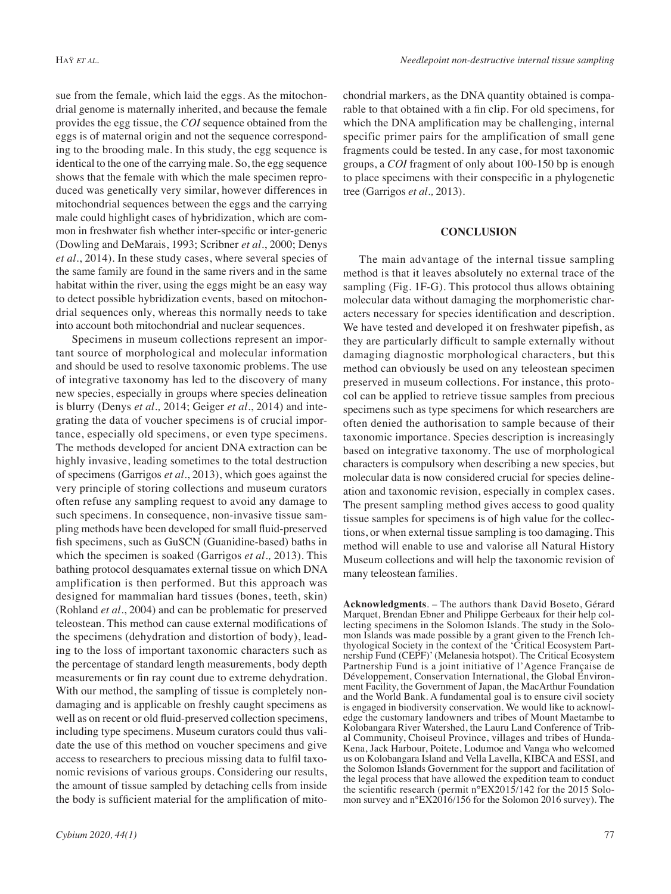sue from the female, which laid the eggs. As the mitochondrial genome is maternally inherited, and because the female provides the egg tissue, the *COI* sequence obtained from the eggs is of maternal origin and not the sequence corresponding to the brooding male. In this study, the egg sequence is identical to the one of the carrying male. So, the egg sequence shows that the female with which the male specimen reproduced was genetically very similar, however differences in mitochondrial sequences between the eggs and the carrying male could highlight cases of hybridization, which are common in freshwater fish whether inter-specific or inter-generic (Dowling and DeMarais, 1993; Scribner *et al*., 2000; Denys *et al*., 2014). In these study cases, where several species of the same family are found in the same rivers and in the same habitat within the river, using the eggs might be an easy way to detect possible hybridization events, based on mitochondrial sequences only, whereas this normally needs to take into account both mitochondrial and nuclear sequences.

Specimens in museum collections represent an important source of morphological and molecular information and should be used to resolve taxonomic problems. The use of integrative taxonomy has led to the discovery of many new species, especially in groups where species delineation is blurry (Denys *et al.,* 2014; Geiger *et al*., 2014) and integrating the data of voucher specimens is of crucial importance, especially old specimens, or even type specimens. The methods developed for ancient DNA extraction can be highly invasive, leading sometimes to the total destruction of specimens (Garrigos *et al*., 2013), which goes against the very principle of storing collections and museum curators often refuse any sampling request to avoid any damage to such specimens. In consequence, non-invasive tissue sampling methods have been developed for small fluid-preserved fish specimens, such as GuSCN (Guanidine-based) baths in which the specimen is soaked (Garrigos *et al.,* 2013). This bathing protocol desquamates external tissue on which DNA amplification is then performed. But this approach was designed for mammalian hard tissues (bones, teeth, skin) (Rohland *et al*., 2004) and can be problematic for preserved teleostean. This method can cause external modifications of the specimens (dehydration and distortion of body), leading to the loss of important taxonomic characters such as the percentage of standard length measurements, body depth measurements or fin ray count due to extreme dehydration. With our method, the sampling of tissue is completely non-damaging and is applicable on freshly caught specimens as well as on recent or old fluid-preserved collection specimens, including type specimens. Museum curators could thus validate the use of this method on voucher specimens and give access to researchers to precious missing data to fulfil taxonomic revisions of various groups. Considering our results, the amount of tissue sampled by detaching cells from inside the body is sufficient material for the amplification of mitochondrial markers, as the DNA quantity obtained is comparable to that obtained with a fin clip. For old specimens, for which the DNA amplification may be challenging, internal specific primer pairs for the amplification of small gene fragments could be tested. In any case, for most taxonomic groups, a *COI* fragment of only about 100-150 bp is enough to place specimens with their conspecific in a phylogenetic tree (Garrigos *et al.,* 2013).

## CONCLUSION

The main advantage of the internal tissue sampling method is that it leaves absolutely no external trace of the sampling (Fig. 1F-G). This protocol thus allows obtaining molecular data without damaging the morphomeristic characters necessary for species identification and description. We have tested and developed it on freshwater pipefish, as they are particularly difficult to sample externally without damaging diagnostic morphological characters, but this method can obviously be used on any teleostean specimen preserved in museum collections. For instance, this protocol can be applied to retrieve tissue samples from precious specimens such as type specimens for which researchers are often denied the authorisation to sample because of their taxonomic importance. Species description is increasingly based on integrative taxonomy. The use of morphological characters is compulsory when describing a new species, but molecular data is now considered crucial for species delineation and taxonomic revision, especially in complex cases. The present sampling method gives access to good quality tissue samples for specimens is of high value for the collections, or when external tissue sampling is too damaging. This method will enable to use and valorise all Natural History Museum collections and will help the taxonomic revision of many teleostean families.

**Acknowledgments**. – The authors thank David Boseto, Gérard Marquet, Brendan Ebner and Philippe Gerbeaux for their help collecting specimens in the Solomon Islands. The study in the Solomon Islands was made possible by a grant given to the French Ichthyological Society in the context of the 'Critical Ecosystem Partnership Fund (CEPF)' (Melanesia hotspot). The Critical Ecosystem Partnership Fund is a joint initiative of l'Agence Française de Développement, Conservation International, the Global Environment Facility, the Government of Japan, the MacArthur Foundation and the World Bank. A fundamental goal is to ensure civil society is engaged in biodiversity conservation. We would like to acknowledge the customary landowners and tribes of Mount Maetambe to Kolobangara River Watershed, the Lauru Land Conference of Tribal Community, Choiseul Province, villages and tribes of Hunda-Kena, Jack Harbour, Poitete, Lodumoe and Vanga who welcomed us on Kolobangara Island and Vella Lavella, KIBCA and ESSI, and the Solomon Islands Government for the support and facilitation of the legal process that have allowed the expedition team to conduct the scientific research (permit n°EX2015/142 for the 2015 Solomon survey and n°EX2016/156 for the Solomon 2016 survey). The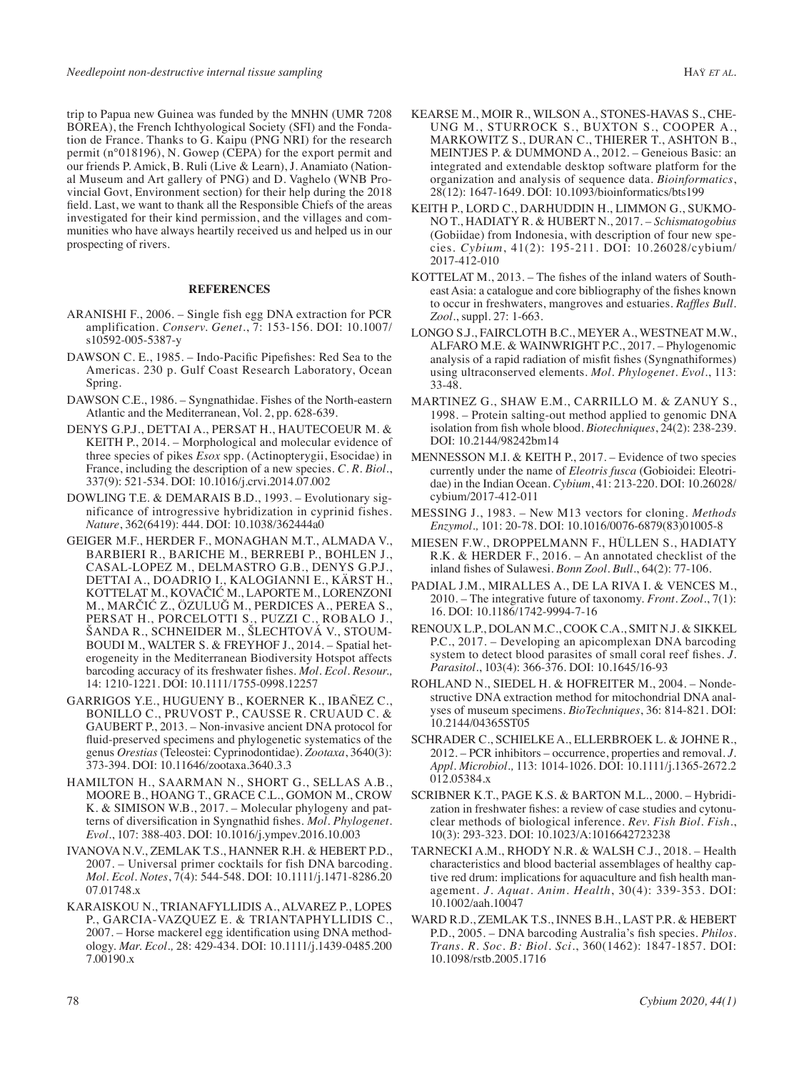trip to Papua new Guinea was funded by the MNHN (UMR 7208 BOREA), the French Ichthyological Society (SFI) and the Fondation de France. Thanks to G. Kaipu (PNG NRI) for the research permit (n°018196), N. Gowep (CEPA) for the export permit and our friends P. Amick, B. Ruli (Live & Learn), J. Anamiato (National Museum and Art gallery of PNG) and D. Vaghelo (WNB Provincial Govt, Environment section) for their help during the 2018 field. Last, we want to thank all the Responsible Chiefs of the areas investigated for their kind permission, and the villages and communities who have always heartily received us and helped us in our prospecting of rivers.

## REFERENCES

ARANISHI F., 2006. – Single fish egg DNA extraction for PCR amplification. *Conserv. Genet.*, 7: 153-156. DOI: 10.1007/s10592-005-5387-y

DAWSON C. E., 1985. – Indo-Pacific Pipefishes: Red Sea to the Americas. 230 p. Gulf Coast Research Laboratory, Ocean Spring.

DAWSON C.E., 1986. – Syngnathidae. Fishes of the North-eastern Atlantic and the Mediterranean, Vol. 2, pp. 628-639.

DENYS G.P.J., DETTAI A., PERSAT H., HAUTECOEUR M. & KEITH P., 2014. – Morphological and molecular evidence of three species of pikes *Esox* spp. (Actinopterygii, Esocidae) in France, including the description of a new species. *C. R. Biol.*, 337(9): 521-534. DOI: 10.1016/j.crvi.2014.07.002

DOWLING T.E. & DEMARAIS B.D., 1993. – Evolutionary significance of introgressive hybridization in cyprinid fishes. *Nature*, 362(6419): 444. DOI: 10.1038/362444a0

GEIGER M.F., HERDER F., MONAGHAN M.T., ALMADA V., BARBIERI R., BARICHE M., BERREBI P., BOHLEN J., CASAL-LOPEZ M., DELMASTRO G.B., DENYS G.P.J., DETTAI A., DOADRIO I., KALOGIANNI E., KÄRST H., KOTTELAT M., KOVAČIĆ M., LAPORTE M., LORENZONI M., MARČIĆ Z., ÖZULUĞ M., PERDICES A., PEREA S., PERSAT H., PORCELOTTI S., PUZZI C., ROBALO J., ŠANDA R., SCHNEIDER M., ŠLECHTOVÁ V., STOUMBOUDI M., WALTER S. & FREYHOF J., 2014. – Spatial heterogeneity in the Mediterranean Biodiversity Hotspot affects barcoding accuracy of its freshwater fishes. *Mol. Ecol. Resour.,* 14: 1210-1221. DOI: 10.1111/1755-0998.12257

GARRIGOS Y.E., HUGUENY B., KOERNER K., IBAÑEZ C., BONILLO C., PRUVOST P., CAUSSE R. CRUAUD C. & GAUBERT P., 2013. – Non-invasive ancient DNA protocol for fluid-preserved specimens and phylogenetic systematics of the genus *Orestias* (Teleostei: Cyprinodontidae). *Zootaxa*, 3640(3): 373-394. DOI: 10.11646/zootaxa.3640.3.3

HAMILTON H., SAARMAN N., SHORT G., SELLAS A.B., MOORE B., HOANG T., GRACE C.L., GOMON M., CROW K. & SIMISON W.B., 2017. – Molecular phylogeny and patterns of diversification in Syngnathid fishes. *Mol. Phylogenet. Evol.*, 107: 388-403. DOI: 10.1016/j.ympev.2016.10.003

IVANOVA N.V., ZEMLAK T.S., HANNER R.H. & HEBERT P.D., 2007. – Universal primer cocktails for fish DNA barcoding. *Mol. Ecol. Notes*, 7(4): 544-548. DOI: 10.1111/j.1471-8286.2007.01748.x

KARAISKOU N., TRIANAFYLLIDIS A., ALVAREZ P., LOPES P., GARCIA-VAZQUEZ E. & TRIANTAPHYLLIDIS C., 2007. – Horse mackerel egg identification using DNA methodology. *Mar. Ecol.,* 28: 429-434. DOI: 10.1111/j.1439-0485.2007.00190.x

KEARSE M., MOIR R., WILSON A., STONES-HAVAS S., CHEUNG M., STURROCK S., BUXTON S., COOPER A., MARKOWITZ S., DURAN C., THIERER T., ASHTON B., MEINTJES P. & DUMMOND A., 2012. – Geneious Basic: an integrated and extendable desktop software platform for the organization and analysis of sequence data. *Bioinformatics*, 28(12): 1647-1649. DOI: 10.1093/bioinformatics/bts199

KEITH P., LORD C., DARHUDDIN H., LIMMON G., SUKMONO T., HADIATY R. & HUBERT N., 2017. – *Schismatogobius* (Gobiidae) from Indonesia, with description of four new species. *Cybium*, 41(2): 195-211. DOI: 10.26028/cybium/2017-412-010

KOTTELAT M., 2013. – The fishes of the inland waters of Southeast Asia: a catalogue and core bibliography of the fishes known to occur in freshwaters, mangroves and estuaries. *Raffles Bull. Zool.*, suppl. 27: 1-663.

LONGO S.J., FAIRCLOTH B.C., MEYER A., WESTNEAT M.W., ALFARO M.E. & WAINWRIGHT P.C., 2017. – Phylogenomic analysis of a rapid radiation of misfit fishes (Syngnathiformes) using ultraconserved elements. *Mol. Phylogenet. Evol.*, 113: 33-48.

MARTINEZ G., SHAW E.M., CARRILLO M. & ZANUY S., 1998. – Protein salting-out method applied to genomic DNA isolation from fish whole blood. *Biotechniques*, 24(2): 238-239. DOI: 10.2144/98242bm14

MENNESSON M.I. & KEITH P., 2017. – Evidence of two species currently under the name of *Eleotris fusca* (Gobioidei: Eleotridae) in the Indian Ocean. *Cybium*, 41: 213-220. DOI: 10.26028/cybium/2017-412-011

MESSING J., 1983. – New M13 vectors for cloning. *Methods Enzymol.,* 101: 20-78. DOI: 10.1016/0076-6879(83)01005-8

MIESEN F.W., DROPPELMANN F., HÜLLEN S., HADIATY R.K. & HERDER F., 2016. – An annotated checklist of the inland fishes of Sulawesi. *Bonn Zool. Bull.*, 64(2): 77-106.

PADIAL J.M., MIRALLES A., DE LA RIVA I. & VENCES M., 2010. – The integrative future of taxonomy. *Front. Zool.*, 7(1): 16. DOI: 10.1186/1742-9994-7-16

RENOUX L.P., DOLAN M.C., COOK C.A., SMIT N.J. & SIKKEL P.C., 2017. – Developing an apicomplexan DNA barcoding system to detect blood parasites of small coral reef fishes. *J. Parasitol.*, 103(4): 366-376. DOI: 10.1645/16-93

ROHLAND N., SIEDEL H. & HOFREITER M., 2004. – Nondestructive DNA extraction method for mitochondrial DNA analyses of museum specimens. *BioTechniques*, 36: 814-821. DOI: 10.2144/04365ST05

SCHRADER C., SCHIELKE A., ELLERBROEK L. & JOHNE R., 2012. – PCR inhibitors – occurrence, properties and removal. *J. Appl. Microbiol.,* 113: 1014-1026. DOI: 10.1111/j.1365-2672.2012.05384.x

SCRIBNER K.T., PAGE K.S. & BARTON M.L., 2000. – Hybridization in freshwater fishes: a review of case studies and cytonuclear methods of biological inference. *Rev. Fish Biol. Fish.*, 10(3): 293-323. DOI: 10.1023/A:1016642723238

TARNECKI A.M., RHODY N.R. & WALSH C.J., 2018. – Health characteristics and blood bacterial assemblages of healthy captive red drum: implications for aquaculture and fish health management. *J. Aquat. Anim. Health*, 30(4): 339-353. DOI: 10.1002/aah.10047

WARD R.D., ZEMLAK T.S., INNES B.H., LAST P.R. & HEBERT P.D., 2005. – DNA barcoding Australia's fish species. *Philos. Trans. R. Soc. B: Biol. Sci.*, 360(1462): 1847-1857. DOI: 10.1098/rstb.2005.1716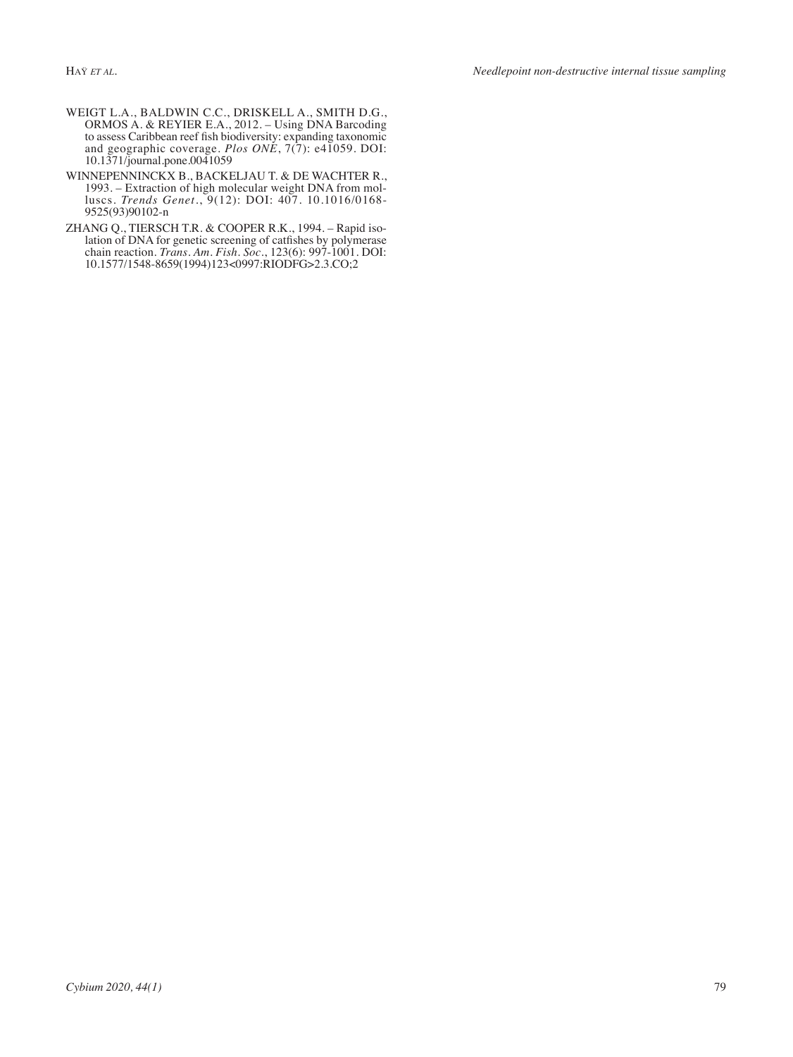WEIGT L.A., BALDWIN C.C., DRISKELL A., SMITH D.G., ORMOS A. & REYIER E.A., 2012. – Using DNA Barcoding to assess Caribbean reef fish biodiversity: expanding taxonomic and geographic coverage. *Plos ONE*, 7(7): e41059. DOI: 10.1371/journal.pone.0041059

WINNEPENNINCKX B., BACKELJAU T. & DE WACHTER R., 1993. – Extraction of high molecular weight DNA from molluscs. *Trends Genet.*, 9(12): DOI: 407. 10.1016/0168-9525(93)90102-n

ZHANG Q., TIERSCH T.R. & COOPER R.K., 1994. – Rapid isolation of DNA for genetic screening of catfishes by polymerase chain reaction. *Trans. Am. Fish. Soc.*, 123(6): 997-1001. DOI: 10.1577/1548-8659(1994)123<0997:RIODFG>2.3.CO;2